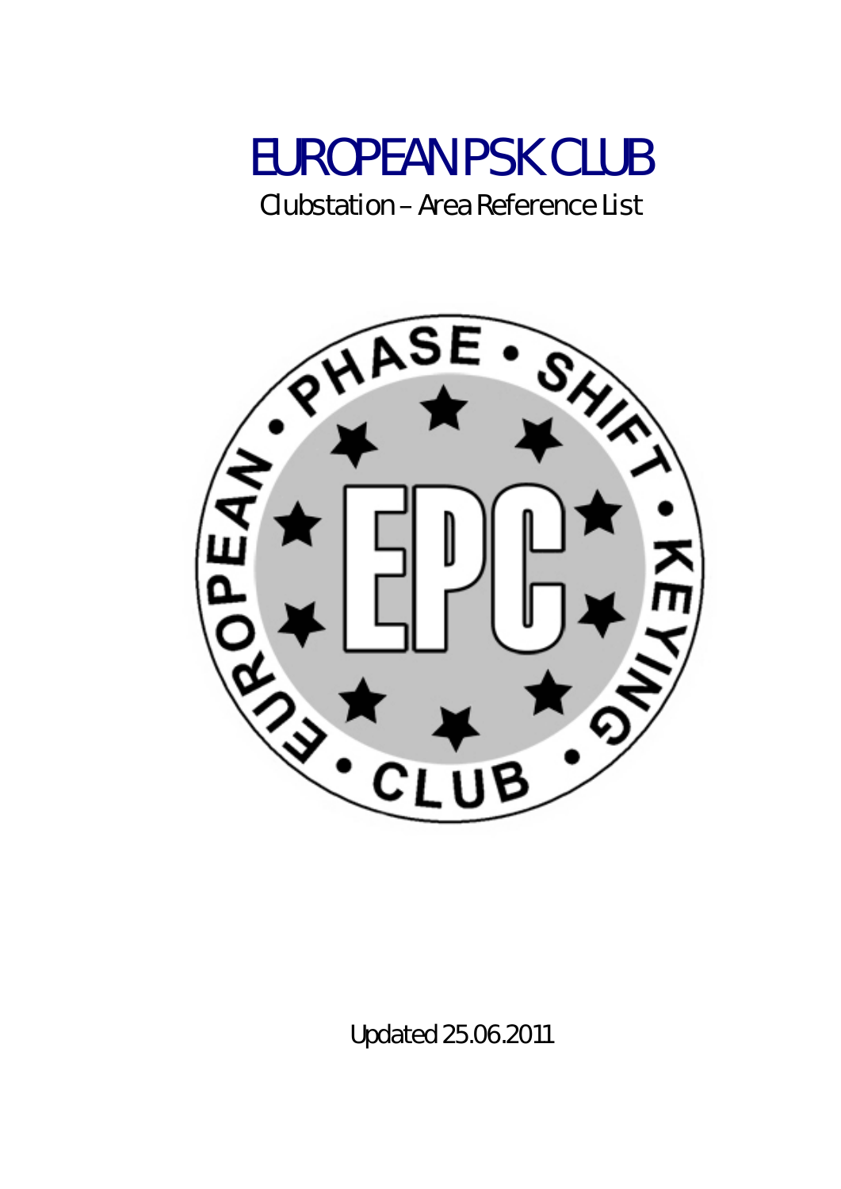# EUROPEAN PSK CLUB

Clubstation – Area Reference List

Updated 25.06.2011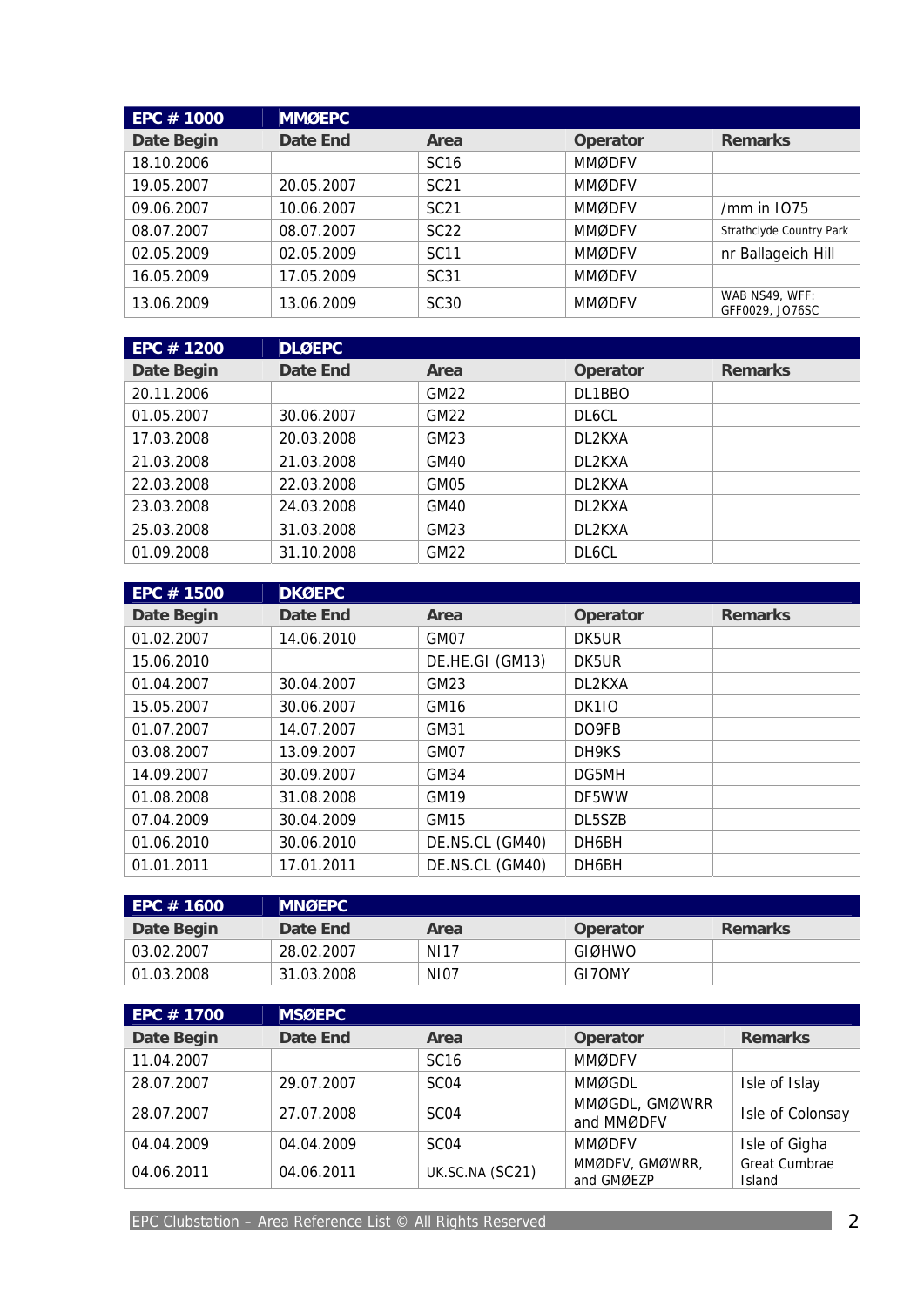| EPC # 1000 | MMØEPC | | | |
|---|---|---|---|---|
| **Date Begin** | **Date End** | **Area** | **Operator** | **Remarks** |
| 18.10.2006 | | SC16 | MMØDFV | |
| 19.05.2007 | 20.05.2007 | SC21 | MMØDFV | |
| 09.06.2007 | 10.06.2007 | SC21 | MMØDFV | /mm in IO75 |
| 08.07.2007 | 08.07.2007 | SC22 | MMØDFV | Strathclyde Country Park |
| 02.05.2009 | 02.05.2009 | SC11 | MMØDFV | nr Ballageich Hill |
| 16.05.2009 | 17.05.2009 | SC31 | MMØDFV | |
| 13.06.2009 | 13.06.2009 | SC30 | MMØDFV | WAB NS49, WFF: GFF0029, JO76SC |

| EPC # 1200 | DLØEPC | | | |
|---|---|---|---|---|
| **Date Begin** | **Date End** | **Area** | **Operator** | **Remarks** |
| 20.11.2006 | | GM22 | DL1BBO | |
| 01.05.2007 | 30.06.2007 | GM22 | DL6CL | |
| 17.03.2008 | 20.03.2008 | GM23 | DL2KXA | |
| 21.03.2008 | 21.03.2008 | GM40 | DL2KXA | |
| 22.03.2008 | 22.03.2008 | GM05 | DL2KXA | |
| 23.03.2008 | 24.03.2008 | GM40 | DL2KXA | |
| 25.03.2008 | 31.03.2008 | GM23 | DL2KXA | |
| 01.09.2008 | 31.10.2008 | GM22 | DL6CL | |

| EPC # 1500 | DKØEPC | | | |
|---|---|---|---|---|
| **Date Begin** | **Date End** | **Area** | **Operator** | **Remarks** |
| 01.02.2007 | 14.06.2010 | GM07 | DK5UR | |
| 15.06.2010 | | DE.HE.GI (GM13) | DK5UR | |
| 01.04.2007 | 30.04.2007 | GM23 | DL2KXA | |
| 15.05.2007 | 30.06.2007 | GM16 | DK1IO | |
| 01.07.2007 | 14.07.2007 | GM31 | DO9FB | |
| 03.08.2007 | 13.09.2007 | GM07 | DH9KS | |
| 14.09.2007 | 30.09.2007 | GM34 | DG5MH | |
| 01.08.2008 | 31.08.2008 | GM19 | DF5WW | |
| 07.04.2009 | 30.04.2009 | GM15 | DL5SZB | |
| 01.06.2010 | 30.06.2010 | DE.NS.CL (GM40) | DH6BH | |
| 01.01.2011 | 17.01.2011 | DE.NS.CL (GM40) | DH6BH | |

| EPC # 1600 | MNØEPC | | | |
|---|---|---|---|---|
| **Date Begin** | **Date End** | **Area** | **Operator** | **Remarks** |
| 03.02.2007 | 28.02.2007 | NI17 | GIØHWO | |
| 01.03.2008 | 31.03.2008 | NI07 | GI7OMY | |

| EPC # 1700 | MSØEPC | | | |
|---|---|---|---|---|
| **Date Begin** | **Date End** | **Area** | **Operator** | **Remarks** |
| 11.04.2007 | | SC16 | MMØDFV | |
| 28.07.2007 | 29.07.2007 | SC04 | MMØGDL | Isle of Islay |
| 28.07.2007 | 27.07.2008 | SC04 | MMØGDL, GMØWRR and MMØDFV | Isle of Colonsay |
| 04.04.2009 | 04.04.2009 | SC04 | MMØDFV | Isle of Gigha |
| 04.06.2011 | 04.06.2011 | UK.SC.NA (SC21) | MMØDFV, GMØWRR, and GMØEZP | Great Cumbrae Island |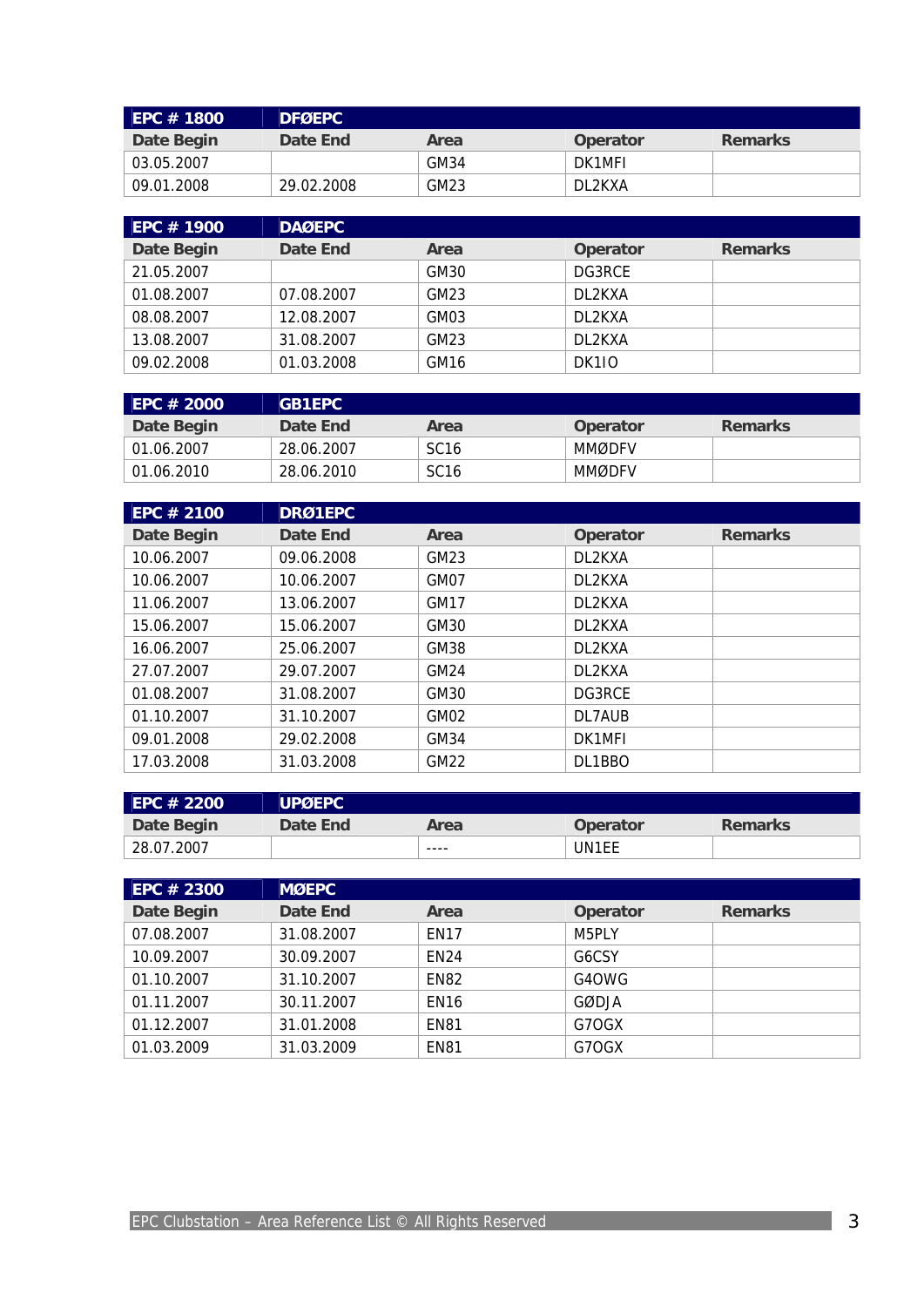| EPC # 1800 | DFØEPC | | | |
|---|---|---|---|---|
| **Date Begin** | **Date End** | **Area** | **Operator** | **Remarks** |
| 03.05.2007 | | GM34 | DK1MFI | |
| 09.01.2008 | 29.02.2008 | GM23 | DL2KXA | |

| EPC # 1900 | DAØEPC | | | |
|---|---|---|---|---|
| **Date Begin** | **Date End** | **Area** | **Operator** | **Remarks** |
| 21.05.2007 | | GM30 | DG3RCE | |
| 01.08.2007 | 07.08.2007 | GM23 | DL2KXA | |
| 08.08.2007 | 12.08.2007 | GM03 | DL2KXA | |
| 13.08.2007 | 31.08.2007 | GM23 | DL2KXA | |
| 09.02.2008 | 01.03.2008 | GM16 | DK1IO | |

| EPC # 2000 | GB1EPC | | | |
|---|---|---|---|---|
| **Date Begin** | **Date End** | **Area** | **Operator** | **Remarks** |
| 01.06.2007 | 28.06.2007 | SC16 | MMØDFV | |
| 01.06.2010 | 28.06.2010 | SC16 | MMØDFV | |

| EPC # 2100 | DRØ1EPC | | | |
|---|---|---|---|---|
| **Date Begin** | **Date End** | **Area** | **Operator** | **Remarks** |
| 10.06.2007 | 09.06.2008 | GM23 | DL2KXA | |
| 10.06.2007 | 10.06.2007 | GM07 | DL2KXA | |
| 11.06.2007 | 13.06.2007 | GM17 | DL2KXA | |
| 15.06.2007 | 15.06.2007 | GM30 | DL2KXA | |
| 16.06.2007 | 25.06.2007 | GM38 | DL2KXA | |
| 27.07.2007 | 29.07.2007 | GM24 | DL2KXA | |
| 01.08.2007 | 31.08.2007 | GM30 | DG3RCE | |
| 01.10.2007 | 31.10.2007 | GM02 | DL7AUB | |
| 09.01.2008 | 29.02.2008 | GM34 | DK1MFI | |
| 17.03.2008 | 31.03.2008 | GM22 | DL1BBO | |

| EPC # 2200 | UPØEPC | | | |
|---|---|---|---|---|
| **Date Begin** | **Date End** | **Area** | **Operator** | **Remarks** |
| 28.07.2007 | | ---- | UN1EE | |

| EPC # 2300 | MØEPC | | | |
|---|---|---|---|---|
| **Date Begin** | **Date End** | **Area** | **Operator** | **Remarks** |
| 07.08.2007 | 31.08.2007 | EN17 | M5PLY | |
| 10.09.2007 | 30.09.2007 | EN24 | G6CSY | |
| 01.10.2007 | 31.10.2007 | EN82 | G4OWG | |
| 01.11.2007 | 30.11.2007 | EN16 | GØDJA | |
| 01.12.2007 | 31.01.2008 | EN81 | G7OGX | |
| 01.03.2009 | 31.03.2009 | EN81 | G7OGX | |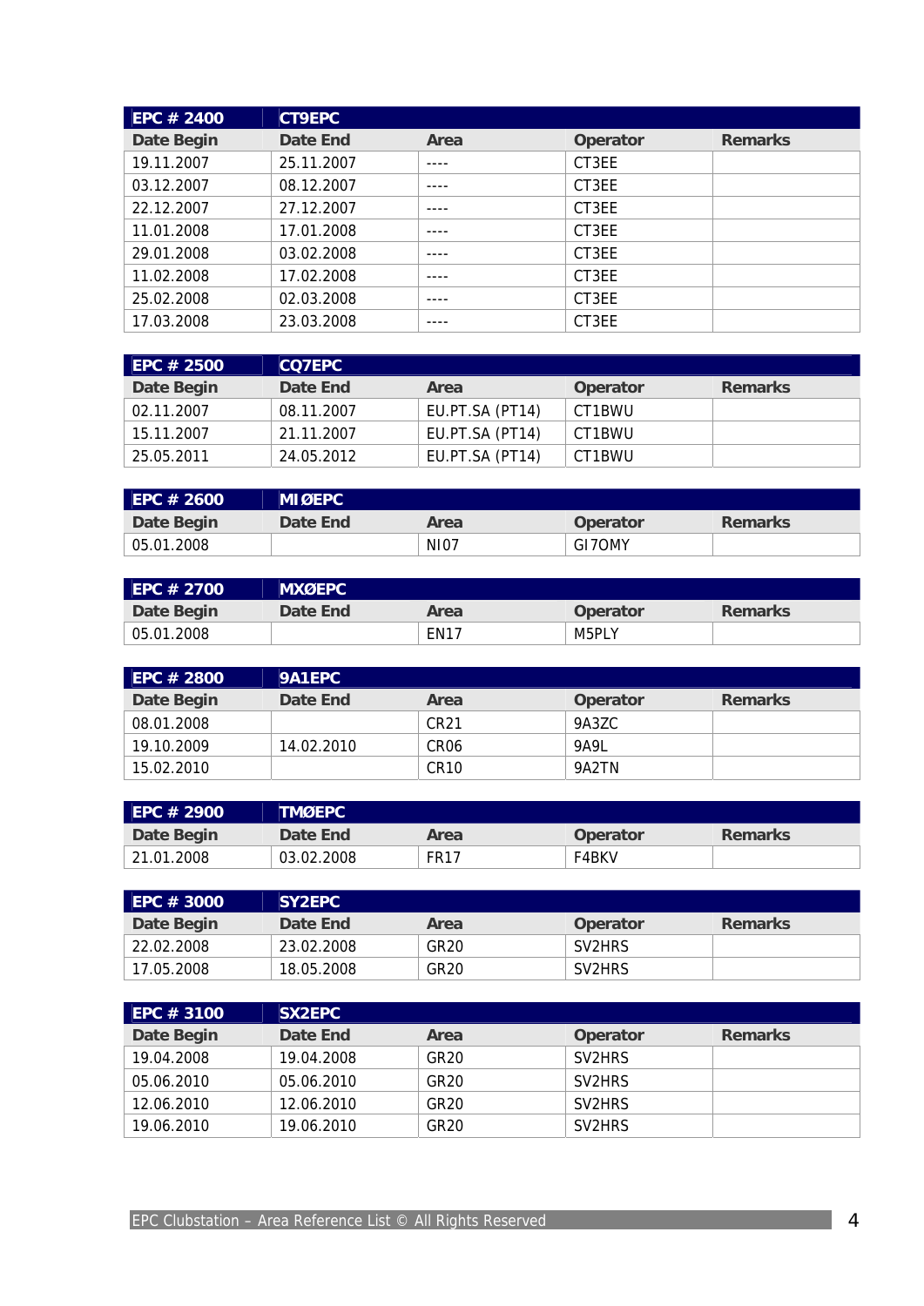| EPC # 2400 | CT9EPC | | | |
|---|---|---|---|---|
| **Date Begin** | **Date End** | **Area** | **Operator** | **Remarks** |
| 19.11.2007 | 25.11.2007 | ---- | CT3EE | |
| 03.12.2007 | 08.12.2007 | ---- | CT3EE | |
| 22.12.2007 | 27.12.2007 | ---- | CT3EE | |
| 11.01.2008 | 17.01.2008 | ---- | CT3EE | |
| 29.01.2008 | 03.02.2008 | ---- | CT3EE | |
| 11.02.2008 | 17.02.2008 | ---- | CT3EE | |
| 25.02.2008 | 02.03.2008 | ---- | CT3EE | |
| 17.03.2008 | 23.03.2008 | ---- | CT3EE | |

| EPC # 2500 | CQ7EPC | | | |
|---|---|---|---|---|
| **Date Begin** | **Date End** | **Area** | **Operator** | **Remarks** |
| 02.11.2007 | 08.11.2007 | EU.PT.SA (PT14) | CT1BWU | |
| 15.11.2007 | 21.11.2007 | EU.PT.SA (PT14) | CT1BWU | |
| 25.05.2011 | 24.05.2012 | EU.PT.SA (PT14) | CT1BWU | |

| EPC # 2600 | MIØEPC | | | |
|---|---|---|---|---|
| **Date Begin** | **Date End** | **Area** | **Operator** | **Remarks** |
| 05.01.2008 | | NI07 | GI7OMY | |

| EPC # 2700 | MXØEPC | | | |
|---|---|---|---|---|
| **Date Begin** | **Date End** | **Area** | **Operator** | **Remarks** |
| 05.01.2008 | | EN17 | M5PLY | |

| EPC # 2800 | 9A1EPC | | | |
|---|---|---|---|---|
| **Date Begin** | **Date End** | **Area** | **Operator** | **Remarks** |
| 08.01.2008 | | CR21 | 9A3ZC | |
| 19.10.2009 | 14.02.2010 | CR06 | 9A9L | |
| 15.02.2010 | | CR10 | 9A2TN | |

| EPC # 2900 | TMØEPC | | | |
|---|---|---|---|---|
| **Date Begin** | **Date End** | **Area** | **Operator** | **Remarks** |
| 21.01.2008 | 03.02.2008 | FR17 | F4BKV | |

| EPC # 3000 | SY2EPC | | | |
|---|---|---|---|---|
| **Date Begin** | **Date End** | **Area** | **Operator** | **Remarks** |
| 22.02.2008 | 23.02.2008 | GR20 | SV2HRS | |
| 17.05.2008 | 18.05.2008 | GR20 | SV2HRS | |

| EPC # 3100 | SX2EPC | | | |
|---|---|---|---|---|
| **Date Begin** | **Date End** | **Area** | **Operator** | **Remarks** |
| 19.04.2008 | 19.04.2008 | GR20 | SV2HRS | |
| 05.06.2010 | 05.06.2010 | GR20 | SV2HRS | |
| 12.06.2010 | 12.06.2010 | GR20 | SV2HRS | |
| 19.06.2010 | 19.06.2010 | GR20 | SV2HRS | |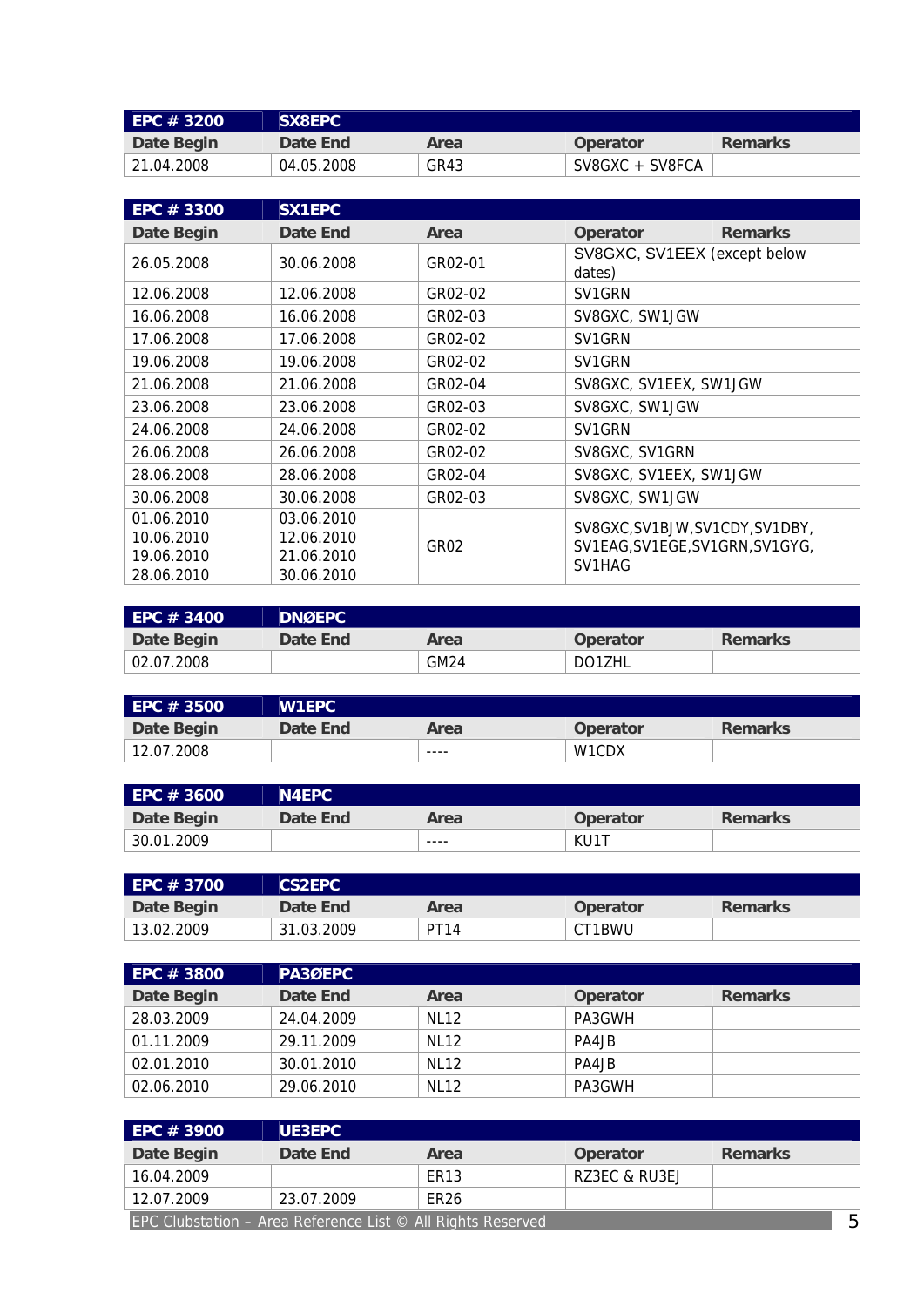| EPC # 3200 | SX8EPC | | | |
|---|---|---|---|---|
| **Date Begin** | **Date End** | **Area** | **Operator** | **Remarks** |
| 21.04.2008 | 04.05.2008 | GR43 | SV8GXC + SV8FCA | |

| EPC # 3300 | SX1EPC | | | |
|---|---|---|---|---|
| **Date Begin** | **Date End** | **Area** | **Operator** | **Remarks** |
| 26.05.2008 | 30.06.2008 | GR02-01 | SV8GXC, SV1EEX (except below dates) | |
| 12.06.2008 | 12.06.2008 | GR02-02 | SV1GRN | |
| 16.06.2008 | 16.06.2008 | GR02-03 | SV8GXC, SW1JGW | |
| 17.06.2008 | 17.06.2008 | GR02-02 | SV1GRN | |
| 19.06.2008 | 19.06.2008 | GR02-02 | SV1GRN | |
| 21.06.2008 | 21.06.2008 | GR02-04 | SV8GXC, SV1EEX, SW1JGW | |
| 23.06.2008 | 23.06.2008 | GR02-03 | SV8GXC, SW1JGW | |
| 24.06.2008 | 24.06.2008 | GR02-02 | SV1GRN | |
| 26.06.2008 | 26.06.2008 | GR02-02 | SV8GXC, SV1GRN | |
| 28.06.2008 | 28.06.2008 | GR02-04 | SV8GXC, SV1EEX, SW1JGW | |
| 30.06.2008 | 30.06.2008 | GR02-03 | SV8GXC, SW1JGW | |
| 01.06.2010<br>10.06.2010<br>19.06.2010<br>28.06.2010 | 03.06.2010<br>12.06.2010<br>21.06.2010<br>30.06.2010 | GR02 | SV8GXC,SV1BJW,SV1CDY,SV1DBY, SV1EAG,SV1EGE,SV1GRN,SV1GYG, SV1HAG | |

| EPC # 3400 | DNØEPC | | | |
|---|---|---|---|---|
| **Date Begin** | **Date End** | **Area** | **Operator** | **Remarks** |
| 02.07.2008 | | GM24 | DO1ZHL | |

| EPC # 3500 | W1EPC | | | |
|---|---|---|---|---|
| **Date Begin** | **Date End** | **Area** | **Operator** | **Remarks** |
| 12.07.2008 | | ---- | W1CDX | |

| EPC # 3600 | N4EPC | | | |
|---|---|---|---|---|
| **Date Begin** | **Date End** | **Area** | **Operator** | **Remarks** |
| 30.01.2009 | | ---- | KU1T | |

| EPC # 3700 | CS2EPC | | | |
|---|---|---|---|---|
| **Date Begin** | **Date End** | **Area** | **Operator** | **Remarks** |
| 13.02.2009 | 31.03.2009 | PT14 | CT1BWU | |

| EPC # 3800 | PA3ØEPC | | | |
|---|---|---|---|---|
| **Date Begin** | **Date End** | **Area** | **Operator** | **Remarks** |
| 28.03.2009 | 24.04.2009 | NL12 | PA3GWH | |
| 01.11.2009 | 29.11.2009 | NL12 | PA4JB | |
| 02.01.2010 | 30.01.2010 | NL12 | PA4JB | |
| 02.06.2010 | 29.06.2010 | NL12 | PA3GWH | |

| EPC # 3900 | UE3EPC | | | |
|---|---|---|---|---|
| **Date Begin** | **Date End** | **Area** | **Operator** | **Remarks** |
| 16.04.2009 | | ER13 | RZ3EC & RU3EJ | |
| 12.07.2009 | 23.07.2009 | ER26 | | |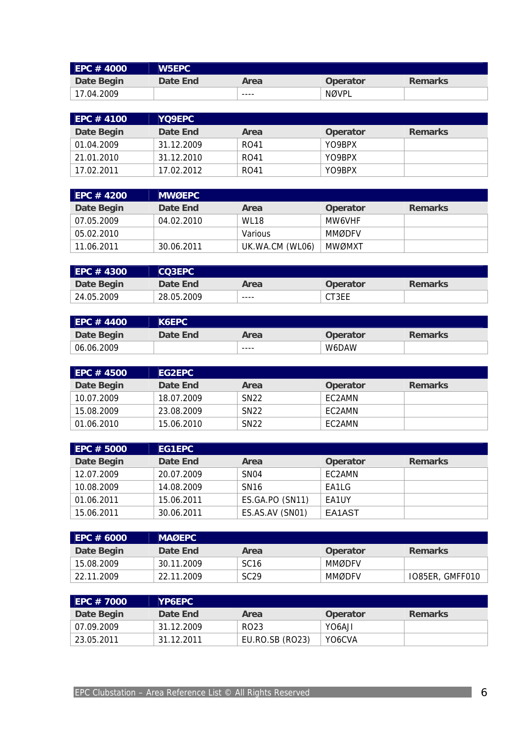| EPC # 4000 | W5EPC | | | |
|---|---|---|---|---|
| **Date Begin** | **Date End** | **Area** | **Operator** | **Remarks** |
| 17.04.2009 | | ---- | NØVPL | |

| EPC # 4100 | YQ9EPC | | | |
|---|---|---|---|---|
| **Date Begin** | **Date End** | **Area** | **Operator** | **Remarks** |
| 01.04.2009 | 31.12.2009 | RO41 | YO9BPX | |
| 21.01.2010 | 31.12.2010 | RO41 | YO9BPX | |
| 17.02.2011 | 17.02.2012 | RO41 | YO9BPX | |

| EPC # 4200 | MWØEPC | | | |
|---|---|---|---|---|
| **Date Begin** | **Date End** | **Area** | **Operator** | **Remarks** |
| 07.05.2009 | 04.02.2010 | WL18 | MW6VHF | |
| 05.02.2010 | | Various | MMØDFV | |
| 11.06.2011 | 30.06.2011 | UK.WA.CM (WL06) | MWØMXT | |

| EPC # 4300 | CQ3EPC | | | |
|---|---|---|---|---|
| **Date Begin** | **Date End** | **Area** | **Operator** | **Remarks** |
| 24.05.2009 | 28.05.2009 | ---- | CT3EE | |

| EPC # 4400 | K6EPC | | | |
|---|---|---|---|---|
| **Date Begin** | **Date End** | **Area** | **Operator** | **Remarks** |
| 06.06.2009 | | ---- | W6DAW | |

| EPC # 4500 | EG2EPC | | | |
|---|---|---|---|---|
| **Date Begin** | **Date End** | **Area** | **Operator** | **Remarks** |
| 10.07.2009 | 18.07.2009 | SN22 | EC2AMN | |
| 15.08.2009 | 23.08.2009 | SN22 | EC2AMN | |
| 01.06.2010 | 15.06.2010 | SN22 | EC2AMN | |

| EPC # 5000 | EG1EPC | | | |
|---|---|---|---|---|
| **Date Begin** | **Date End** | **Area** | **Operator** | **Remarks** |
| 12.07.2009 | 20.07.2009 | SN04 | EC2AMN | |
| 10.08.2009 | 14.08.2009 | SN16 | EA1LG | |
| 01.06.2011 | 15.06.2011 | ES.GA.PO (SN11) | EA1UY | |
| 15.06.2011 | 30.06.2011 | ES.AS.AV (SN01) | EA1AST | |

| EPC # 6000 | MAØEPC | | | |
|---|---|---|---|---|
| **Date Begin** | **Date End** | **Area** | **Operator** | **Remarks** |
| 15.08.2009 | 30.11.2009 | SC16 | MMØDFV | |
| 22.11.2009 | 22.11.2009 | SC29 | MMØDFV | IO85ER, GMFF010 |

| EPC # 7000 | YP6EPC | | | |
|---|---|---|---|---|
| **Date Begin** | **Date End** | **Area** | **Operator** | **Remarks** |
| 07.09.2009 | 31.12.2009 | RO23 | YO6AJI | |
| 23.05.2011 | 31.12.2011 | EU.RO.SB (RO23) | YO6CVA | |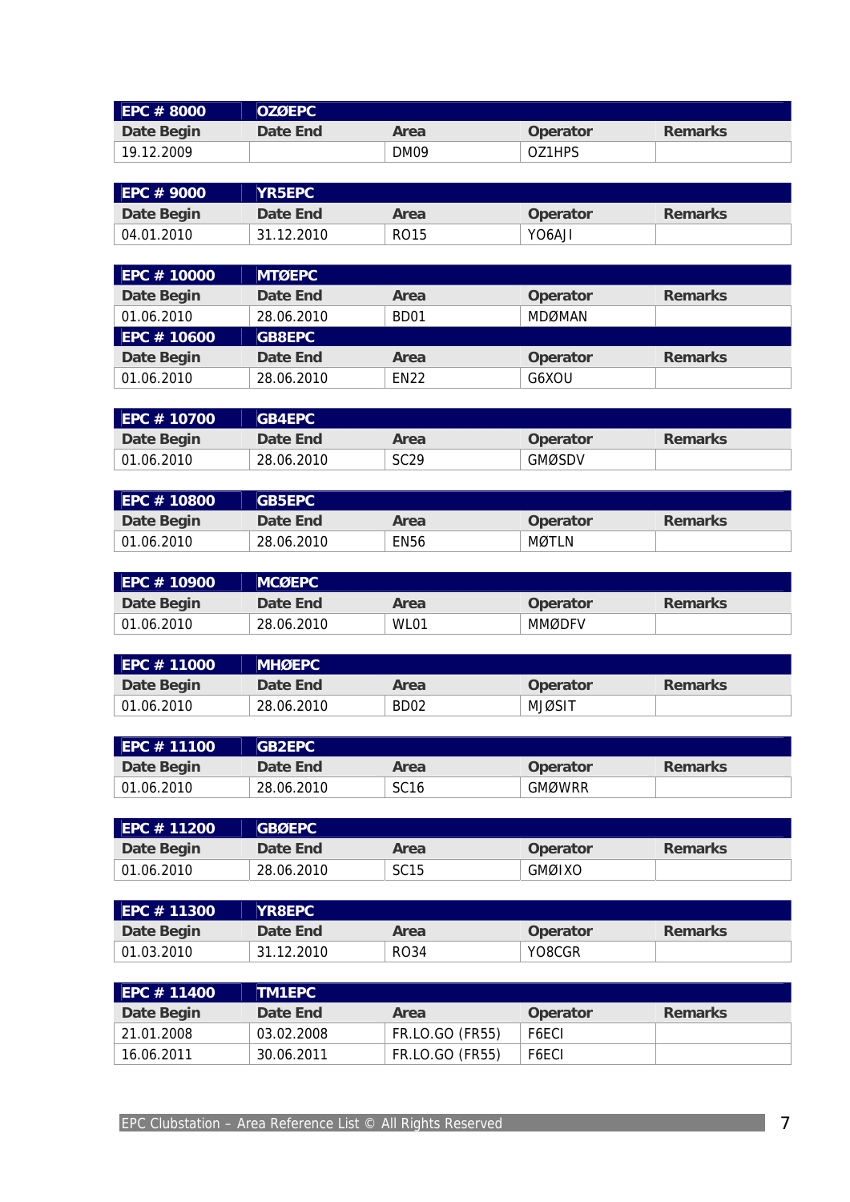| EPC # 8000 | OZØEPC | | | |
|---|---|---|---|---|
| **Date Begin** | **Date End** | **Area** | **Operator** | **Remarks** |
| 19.12.2009 | | DM09 | OZ1HPS | |

| EPC # 9000 | YR5EPC | | | |
|---|---|---|---|---|
| **Date Begin** | **Date End** | **Area** | **Operator** | **Remarks** |
| 04.01.2010 | 31.12.2010 | RO15 | YO6AJI | |

| EPC # 10000 | MTØEPC | | | |
|---|---|---|---|---|
| **Date Begin** | **Date End** | **Area** | **Operator** | **Remarks** |
| 01.06.2010 | 28.06.2010 | BD01 | MDØMAN | |
| **EPC # 10600** | **GB8EPC** | | | |
| **Date Begin** | **Date End** | **Area** | **Operator** | **Remarks** |
| 01.06.2010 | 28.06.2010 | EN22 | G6XOU | |

| EPC # 10700 | GB4EPC | | | |
|---|---|---|---|---|
| **Date Begin** | **Date End** | **Area** | **Operator** | **Remarks** |
| 01.06.2010 | 28.06.2010 | SC29 | GMØSDV | |

| EPC # 10800 | GB5EPC | | | |
|---|---|---|---|---|
| **Date Begin** | **Date End** | **Area** | **Operator** | **Remarks** |
| 01.06.2010 | 28.06.2010 | EN56 | MØTLN | |

| EPC # 10900 | MCØEPC | | | |
|---|---|---|---|---|
| **Date Begin** | **Date End** | **Area** | **Operator** | **Remarks** |
| 01.06.2010 | 28.06.2010 | WL01 | MMØDFV | |

| EPC # 11000 | MHØEPC | | | |
|---|---|---|---|---|
| **Date Begin** | **Date End** | **Area** | **Operator** | **Remarks** |
| 01.06.2010 | 28.06.2010 | BD02 | MJØSIT | |

| EPC # 11100 | GB2EPC | | | |
|---|---|---|---|---|
| **Date Begin** | **Date End** | **Area** | **Operator** | **Remarks** |
| 01.06.2010 | 28.06.2010 | SC16 | GMØWRR | |

| EPC # 11200 | GBØEPC | | | |
|---|---|---|---|---|
| **Date Begin** | **Date End** | **Area** | **Operator** | **Remarks** |
| 01.06.2010 | 28.06.2010 | SC15 | GMØIXO | |

| EPC # 11300 | YR8EPC | | | |
|---|---|---|---|---|
| **Date Begin** | **Date End** | **Area** | **Operator** | **Remarks** |
| 01.03.2010 | 31.12.2010 | RO34 | YO8CGR | |

| EPC # 11400 | TM1EPC | | | |
|---|---|---|---|---|
| **Date Begin** | **Date End** | **Area** | **Operator** | **Remarks** |
| 21.01.2008 | 03.02.2008 | FR.LO.GO (FR55) | F6ECI | |
| 16.06.2011 | 30.06.2011 | FR.LO.GO (FR55) | F6ECI | |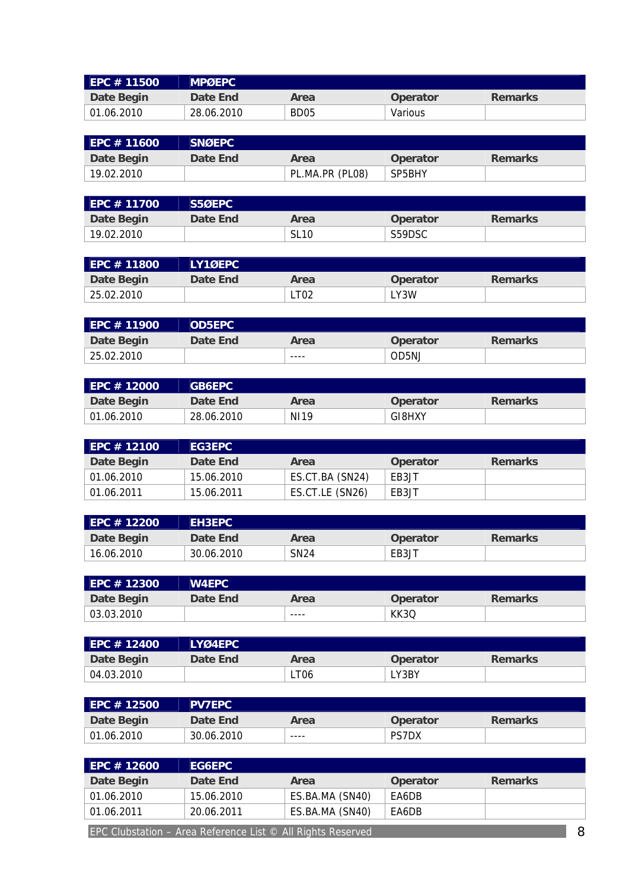| EPC # 11500 | MPØEPC | | | |
|---|---|---|---|---|
| Date Begin | Date End | Area | Operator | Remarks |
| 01.06.2010 | 28.06.2010 | BD05 | Various | |

| EPC # 11600 | SNØEPC | | | |
|---|---|---|---|---|
| Date Begin | Date End | Area | Operator | Remarks |
| 19.02.2010 | | PL.MA.PR (PL08) | SP5BHY | |

| EPC # 11700 | S5ØEPC | | | |
|---|---|---|---|---|
| Date Begin | Date End | Area | Operator | Remarks |
| 19.02.2010 | | SL10 | S59DSC | |

| EPC # 11800 | LY1ØEPC | | | |
|---|---|---|---|---|
| Date Begin | Date End | Area | Operator | Remarks |
| 25.02.2010 | | LT02 | LY3W | |

| EPC # 11900 | OD5EPC | | | |
|---|---|---|---|---|
| Date Begin | Date End | Area | Operator | Remarks |
| 25.02.2010 | | ---- | OD5NJ | |

| EPC # 12000 | GB6EPC | | | |
|---|---|---|---|---|
| Date Begin | Date End | Area | Operator | Remarks |
| 01.06.2010 | 28.06.2010 | NI19 | GI8HXY | |

| EPC # 12100 | EG3EPC | | | |
|---|---|---|---|---|
| Date Begin | Date End | Area | Operator | Remarks |
| 01.06.2010 | 15.06.2010 | ES.CT.BA (SN24) | EB3JT | |
| 01.06.2011 | 15.06.2011 | ES.CT.LE (SN26) | EB3JT | |

| EPC # 12200 | EH3EPC | | | |
|---|---|---|---|---|
| Date Begin | Date End | Area | Operator | Remarks |
| 16.06.2010 | 30.06.2010 | SN24 | EB3JT | |

| EPC # 12300 | W4EPC | | | |
|---|---|---|---|---|
| Date Begin | Date End | Area | Operator | Remarks |
| 03.03.2010 | | ---- | KK3Q | |

| EPC # 12400 | LYØ4EPC | | | |
|---|---|---|---|---|
| Date Begin | Date End | Area | Operator | Remarks |
| 04.03.2010 | | LT06 | LY3BY | |

| EPC # 12500 | PV7EPC | | | |
|---|---|---|---|---|
| Date Begin | Date End | Area | Operator | Remarks |
| 01.06.2010 | 30.06.2010 | ---- | PS7DX | |

| EPC # 12600 | EG6EPC | | | |
|---|---|---|---|---|
| Date Begin | Date End | Area | Operator | Remarks |
| 01.06.2010 | 15.06.2010 | ES.BA.MA (SN40) | EA6DB | |
| 01.06.2011 | 20.06.2011 | ES.BA.MA (SN40) | EA6DB | |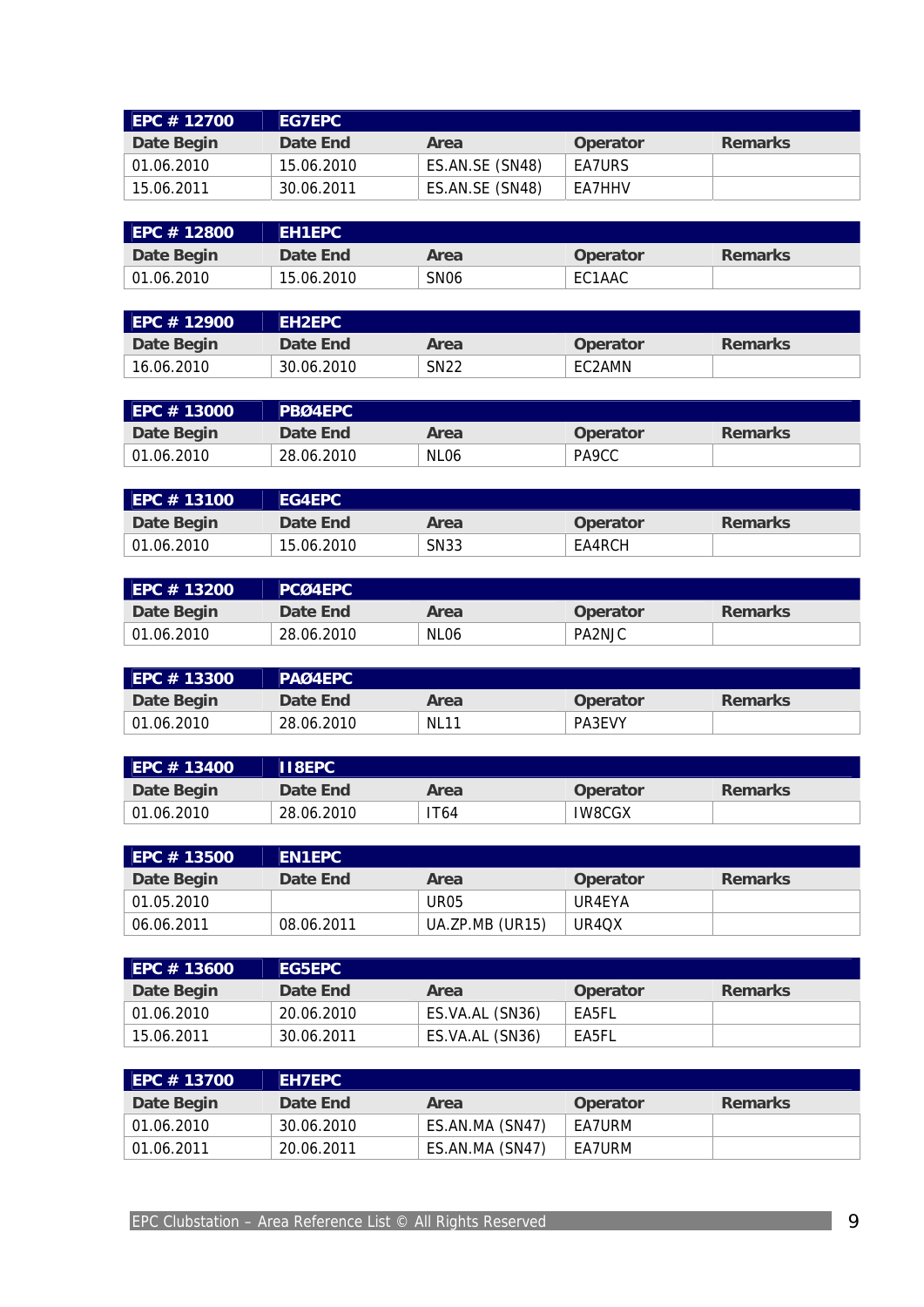| EPC # 12700 | EG7EPC | | | |
|---|---|---|---|---|
| Date Begin | Date End | Area | Operator | Remarks |
| 01.06.2010 | 15.06.2010 | ES.AN.SE (SN48) | EA7URS | |
| 15.06.2011 | 30.06.2011 | ES.AN.SE (SN48) | EA7HHV | |

| EPC # 12800 | EH1EPC | | | |
|---|---|---|---|---|
| Date Begin | Date End | Area | Operator | Remarks |
| 01.06.2010 | 15.06.2010 | SN06 | EC1AAC | |

| EPC # 12900 | EH2EPC | | | |
|---|---|---|---|---|
| Date Begin | Date End | Area | Operator | Remarks |
| 16.06.2010 | 30.06.2010 | SN22 | EC2AMN | |

| EPC # 13000 | PBØ4EPC | | | |
|---|---|---|---|---|
| Date Begin | Date End | Area | Operator | Remarks |
| 01.06.2010 | 28.06.2010 | NL06 | PA9CC | |

| EPC # 13100 | EG4EPC | | | |
|---|---|---|---|---|
| Date Begin | Date End | Area | Operator | Remarks |
| 01.06.2010 | 15.06.2010 | SN33 | EA4RCH | |

| EPC # 13200 | PCØ4EPC | | | |
|---|---|---|---|---|
| Date Begin | Date End | Area | Operator | Remarks |
| 01.06.2010 | 28.06.2010 | NL06 | PA2NJC | |

| EPC # 13300 | PAØ4EPC | | | |
|---|---|---|---|---|
| Date Begin | Date End | Area | Operator | Remarks |
| 01.06.2010 | 28.06.2010 | NL11 | PA3EVY | |

| EPC # 13400 | II8EPC | | | |
|---|---|---|---|---|
| Date Begin | Date End | Area | Operator | Remarks |
| 01.06.2010 | 28.06.2010 | IT64 | IW8CGX | |

| EPC # 13500 | EN1EPC | | | |
|---|---|---|---|---|
| Date Begin | Date End | Area | Operator | Remarks |
| 01.05.2010 | | UR05 | UR4EYA | |
| 06.06.2011 | 08.06.2011 | UA.ZP.MB (UR15) | UR4QX | |

| EPC # 13600 | EG5EPC | | | |
|---|---|---|---|---|
| Date Begin | Date End | Area | Operator | Remarks |
| 01.06.2010 | 20.06.2010 | ES.VA.AL (SN36) | EA5FL | |
| 15.06.2011 | 30.06.2011 | ES.VA.AL (SN36) | EA5FL | |

| EPC # 13700 | EH7EPC | | | |
|---|---|---|---|---|
| Date Begin | Date End | Area | Operator | Remarks |
| 01.06.2010 | 30.06.2010 | ES.AN.MA (SN47) | EA7URM | |
| 01.06.2011 | 20.06.2011 | ES.AN.MA (SN47) | EA7URM | |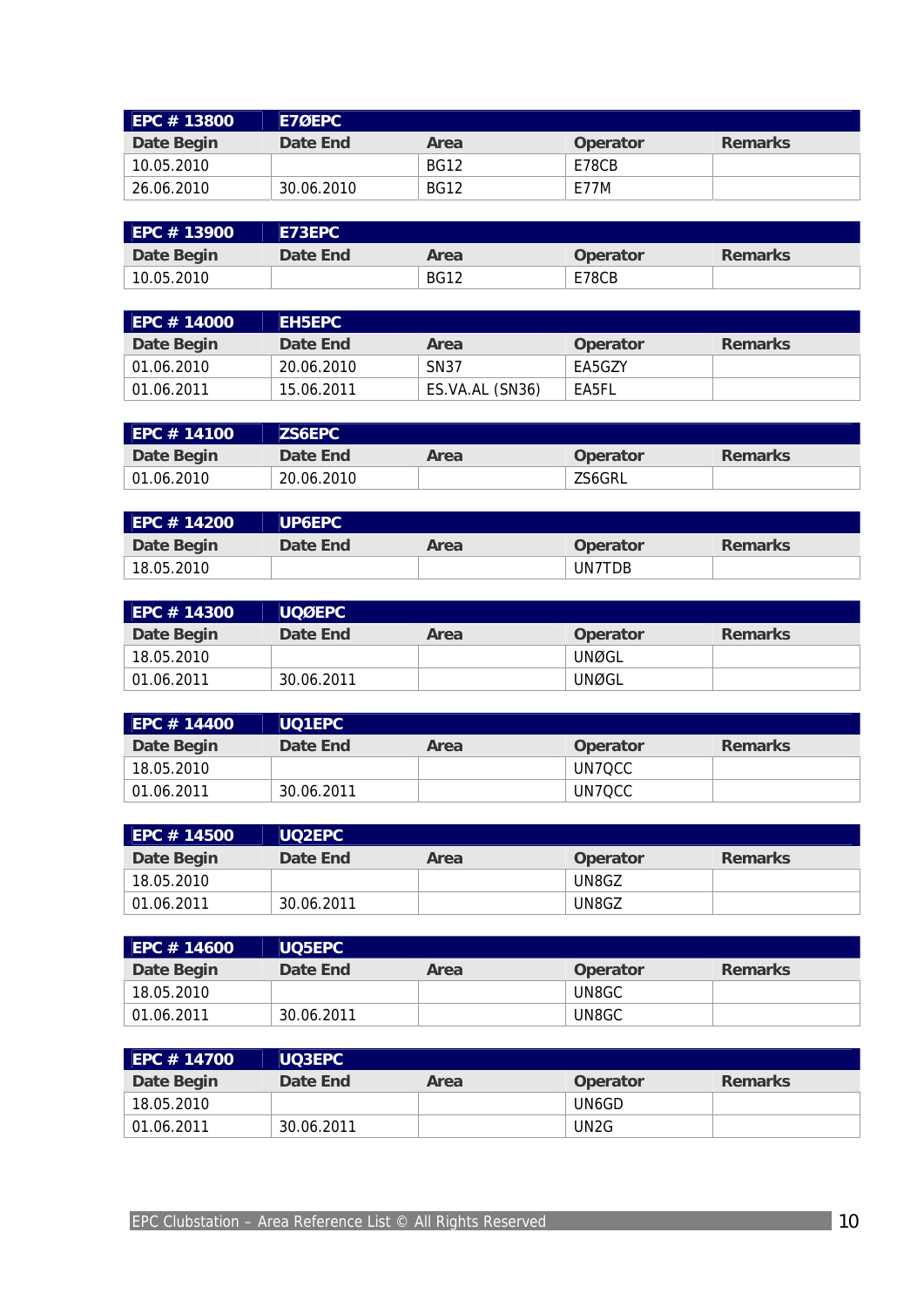| EPC # 13800 | E7ØEPC | | | |
|---|---|---|---|---|
| Date Begin | Date End | Area | Operator | Remarks |
| 10.05.2010 | | BG12 | E78CB | |
| 26.06.2010 | 30.06.2010 | BG12 | E77M | |

| EPC # 13900 | E73EPC | | | |
|---|---|---|---|---|
| Date Begin | Date End | Area | Operator | Remarks |
| 10.05.2010 | | BG12 | E78CB | |

| EPC # 14000 | EH5EPC | | | |
|---|---|---|---|---|
| Date Begin | Date End | Area | Operator | Remarks |
| 01.06.2010 | 20.06.2010 | SN37 | EA5GZY | |
| 01.06.2011 | 15.06.2011 | ES.VA.AL (SN36) | EA5FL | |

| EPC # 14100 | ZS6EPC | | | |
|---|---|---|---|---|
| Date Begin | Date End | Area | Operator | Remarks |
| 01.06.2010 | 20.06.2010 | | ZS6GRL | |

| EPC # 14200 | UP6EPC | | | |
|---|---|---|---|---|
| Date Begin | Date End | Area | Operator | Remarks |
| 18.05.2010 | | | UN7TDB | |

| EPC # 14300 | UQØEPC | | | |
|---|---|---|---|---|
| Date Begin | Date End | Area | Operator | Remarks |
| 18.05.2010 | | | UNØGL | |
| 01.06.2011 | 30.06.2011 | | UNØGL | |

| EPC # 14400 | UQ1EPC | | | |
|---|---|---|---|---|
| Date Begin | Date End | Area | Operator | Remarks |
| 18.05.2010 | | | UN7QCC | |
| 01.06.2011 | 30.06.2011 | | UN7QCC | |

| EPC # 14500 | UQ2EPC | | | |
|---|---|---|---|---|
| Date Begin | Date End | Area | Operator | Remarks |
| 18.05.2010 | | | UN8GZ | |
| 01.06.2011 | 30.06.2011 | | UN8GZ | |

| EPC # 14600 | UQ5EPC | | | |
|---|---|---|---|---|
| Date Begin | Date End | Area | Operator | Remarks |
| 18.05.2010 | | | UN8GC | |
| 01.06.2011 | 30.06.2011 | | UN8GC | |

| EPC # 14700 | UQ3EPC | | | |
|---|---|---|---|---|
| Date Begin | Date End | Area | Operator | Remarks |
| 18.05.2010 | | | UN6GD | |
| 01.06.2011 | 30.06.2011 | | UN2G | |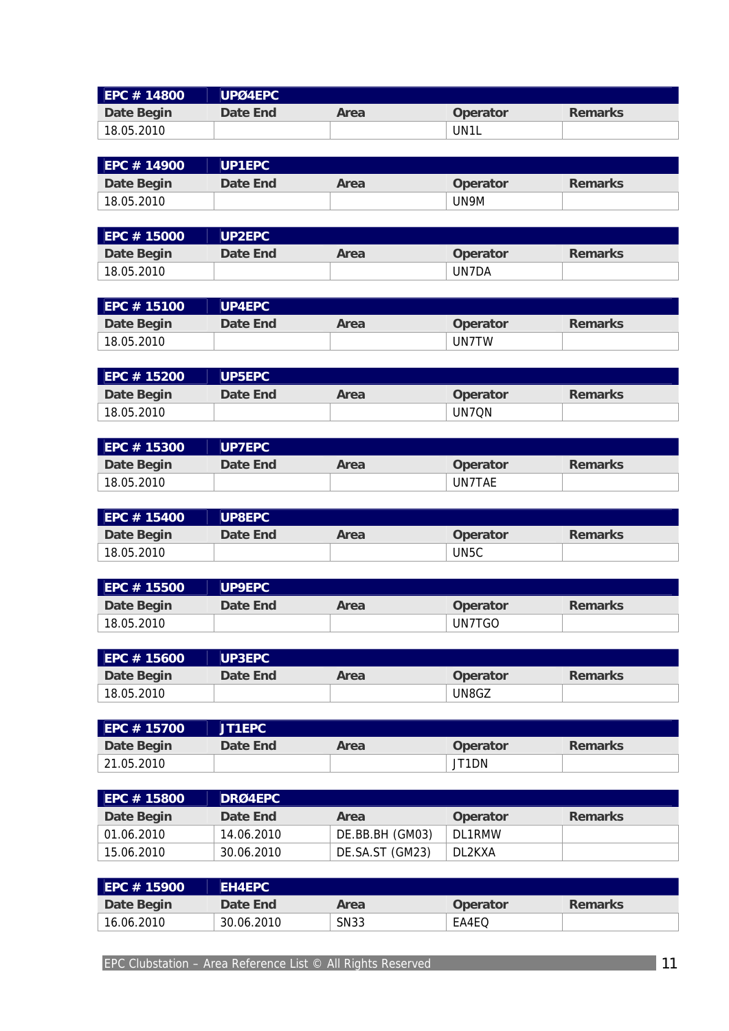| EPC # 14800 | UPØ4EPC | | | |
|---|---|---|---|---|
| Date Begin | Date End | Area | Operator | Remarks |
| 18.05.2010 | | | UN1L | |

| EPC # 14900 | UP1EPC | | | |
|---|---|---|---|---|
| Date Begin | Date End | Area | Operator | Remarks |
| 18.05.2010 | | | UN9M | |

| EPC # 15000 | UP2EPC | | | |
|---|---|---|---|---|
| Date Begin | Date End | Area | Operator | Remarks |
| 18.05.2010 | | | UN7DA | |

| EPC # 15100 | UP4EPC | | | |
|---|---|---|---|---|
| Date Begin | Date End | Area | Operator | Remarks |
| 18.05.2010 | | | UN7TW | |

| EPC # 15200 | UP5EPC | | | |
|---|---|---|---|---|
| Date Begin | Date End | Area | Operator | Remarks |
| 18.05.2010 | | | UN7QN | |

| EPC # 15300 | UP7EPC | | | |
|---|---|---|---|---|
| Date Begin | Date End | Area | Operator | Remarks |
| 18.05.2010 | | | UN7TAE | |

| EPC # 15400 | UP8EPC | | | |
|---|---|---|---|---|
| Date Begin | Date End | Area | Operator | Remarks |
| 18.05.2010 | | | UN5C | |

| EPC # 15500 | UP9EPC | | | |
|---|---|---|---|---|
| Date Begin | Date End | Area | Operator | Remarks |
| 18.05.2010 | | | UN7TGO | |

| EPC # 15600 | UP3EPC | | | |
|---|---|---|---|---|
| Date Begin | Date End | Area | Operator | Remarks |
| 18.05.2010 | | | UN8GZ | |

| EPC # 15700 | JT1EPC | | | |
|---|---|---|---|---|
| Date Begin | Date End | Area | Operator | Remarks |
| 21.05.2010 | | | JT1DN | |

| EPC # 15800 | DRØ4EPC | | | |
|---|---|---|---|---|
| Date Begin | Date End | Area | Operator | Remarks |
| 01.06.2010 | 14.06.2010 | DE.BB.BH (GM03) | DL1RMW | |
| 15.06.2010 | 30.06.2010 | DE.SA.ST (GM23) | DL2KXA | |

| EPC # 15900 | EH4EPC | | | |
|---|---|---|---|---|
| Date Begin | Date End | Area | Operator | Remarks |
| 16.06.2010 | 30.06.2010 | SN33 | EA4EQ | |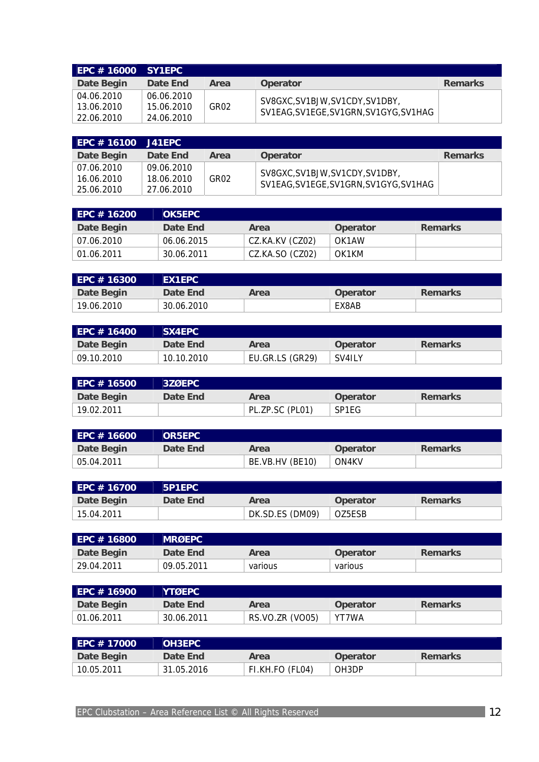| EPC # 16000 | SY1EPC | | | |
|---|---|---|---|---|
| Date Begin | Date End | Area | Operator | Remarks |
| 04.06.2010<br>13.06.2010<br>22.06.2010 | 06.06.2010<br>15.06.2010<br>24.06.2010 | GR02 | SV8GXC,SV1BJW,SV1CDY,SV1DBY,<br>SV1EAG,SV1EGE,SV1GRN,SV1GYG,SV1HAG | |

| EPC # 16100 | J41EPC | | | |
|---|---|---|---|---|
| Date Begin | Date End | Area | Operator | Remarks |
| 07.06.2010<br>16.06.2010<br>25.06.2010 | 09.06.2010<br>18.06.2010<br>27.06.2010 | GR02 | SV8GXC,SV1BJW,SV1CDY,SV1DBY,<br>SV1EAG,SV1EGE,SV1GRN,SV1GYG,SV1HAG | |

| EPC # 16200 | OK5EPC | | | |
|---|---|---|---|---|
| Date Begin | Date End | Area | Operator | Remarks |
| 07.06.2010 | 06.06.2015 | CZ.KA.KV (CZ02) | OK1AW | |
| 01.06.2011 | 30.06.2011 | CZ.KA.SO (CZ02) | OK1KM | |

| EPC # 16300 | EX1EPC | | | |
|---|---|---|---|---|
| Date Begin | Date End | Area | Operator | Remarks |
| 19.06.2010 | 30.06.2010 | | EX8AB | |

| EPC # 16400 | SX4EPC | | | |
|---|---|---|---|---|
| Date Begin | Date End | Area | Operator | Remarks |
| 09.10.2010 | 10.10.2010 | EU.GR.LS (GR29) | SV4ILY | |

| EPC # 16500 | 3ZØEPC | | | |
|---|---|---|---|---|
| Date Begin | Date End | Area | Operator | Remarks |
| 19.02.2011 | | PL.ZP.SC (PL01) | SP1EG | |

| EPC # 16600 | OR5EPC | | | |
|---|---|---|---|---|
| Date Begin | Date End | Area | Operator | Remarks |
| 05.04.2011 | | BE.VB.HV (BE10) | ON4KV | |

| EPC # 16700 | 5P1EPC | | | |
|---|---|---|---|---|
| Date Begin | Date End | Area | Operator | Remarks |
| 15.04.2011 | | DK.SD.ES (DM09) | OZ5ESB | |

| EPC # 16800 | MRØEPC | | | |
|---|---|---|---|---|
| Date Begin | Date End | Area | Operator | Remarks |
| 29.04.2011 | 09.05.2011 | various | various | |

| EPC # 16900 | YTØEPC | | | |
|---|---|---|---|---|
| Date Begin | Date End | Area | Operator | Remarks |
| 01.06.2011 | 30.06.2011 | RS.VO.ZR (VO05) | YT7WA | |

| EPC # 17000 | OH3EPC | | | |
|---|---|---|---|---|
| Date Begin | Date End | Area | Operator | Remarks |
| 10.05.2011 | 31.05.2016 | FI.KH.FO (FL04) | OH3DP | |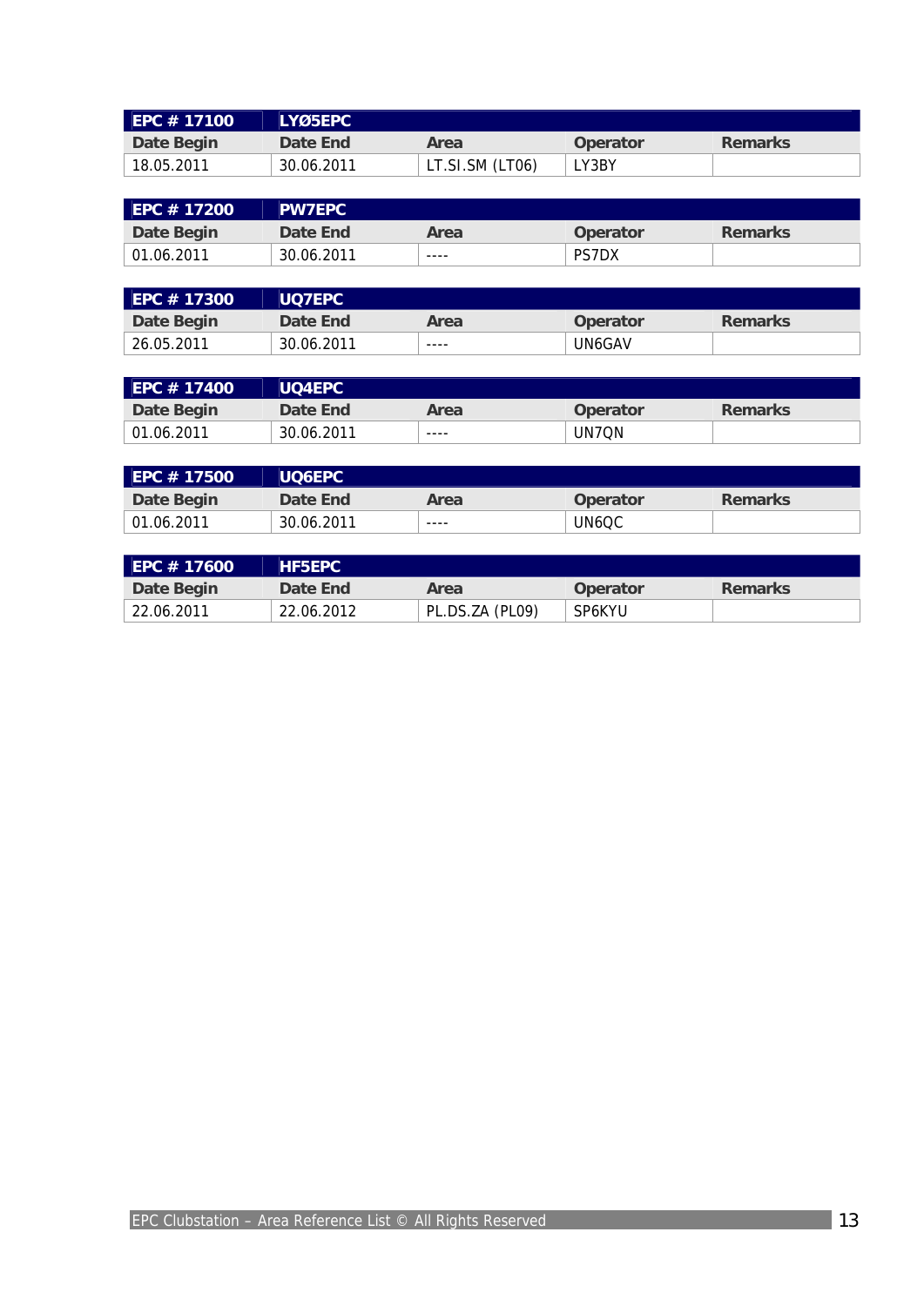| EPC # 17100 | LYØ5EPC | | | |
|---|---|---|---|---|
| **Date Begin** | **Date End** | **Area** | **Operator** | **Remarks** |
| 18.05.2011 | 30.06.2011 | LT.SI.SM (LT06) | LY3BY | |

| EPC # 17200 | PW7EPC | | | |
|---|---|---|---|---|
| **Date Begin** | **Date End** | **Area** | **Operator** | **Remarks** |
| 01.06.2011 | 30.06.2011 | ---- | PS7DX | |

| EPC # 17300 | UQ7EPC | | | |
|---|---|---|---|---|
| **Date Begin** | **Date End** | **Area** | **Operator** | **Remarks** |
| 26.05.2011 | 30.06.2011 | ---- | UN6GAV | |

| EPC # 17400 | UQ4EPC | | | |
|---|---|---|---|---|
| **Date Begin** | **Date End** | **Area** | **Operator** | **Remarks** |
| 01.06.2011 | 30.06.2011 | ---- | UN7QN | |

| EPC # 17500 | UQ6EPC | | | |
|---|---|---|---|---|
| **Date Begin** | **Date End** | **Area** | **Operator** | **Remarks** |
| 01.06.2011 | 30.06.2011 | ---- | UN6QC | |

| EPC # 17600 | HF5EPC | | | |
|---|---|---|---|---|
| **Date Begin** | **Date End** | **Area** | **Operator** | **Remarks** |
| 22.06.2011 | 22.06.2012 | PL.DS.ZA (PL09) | SP6KYU | |